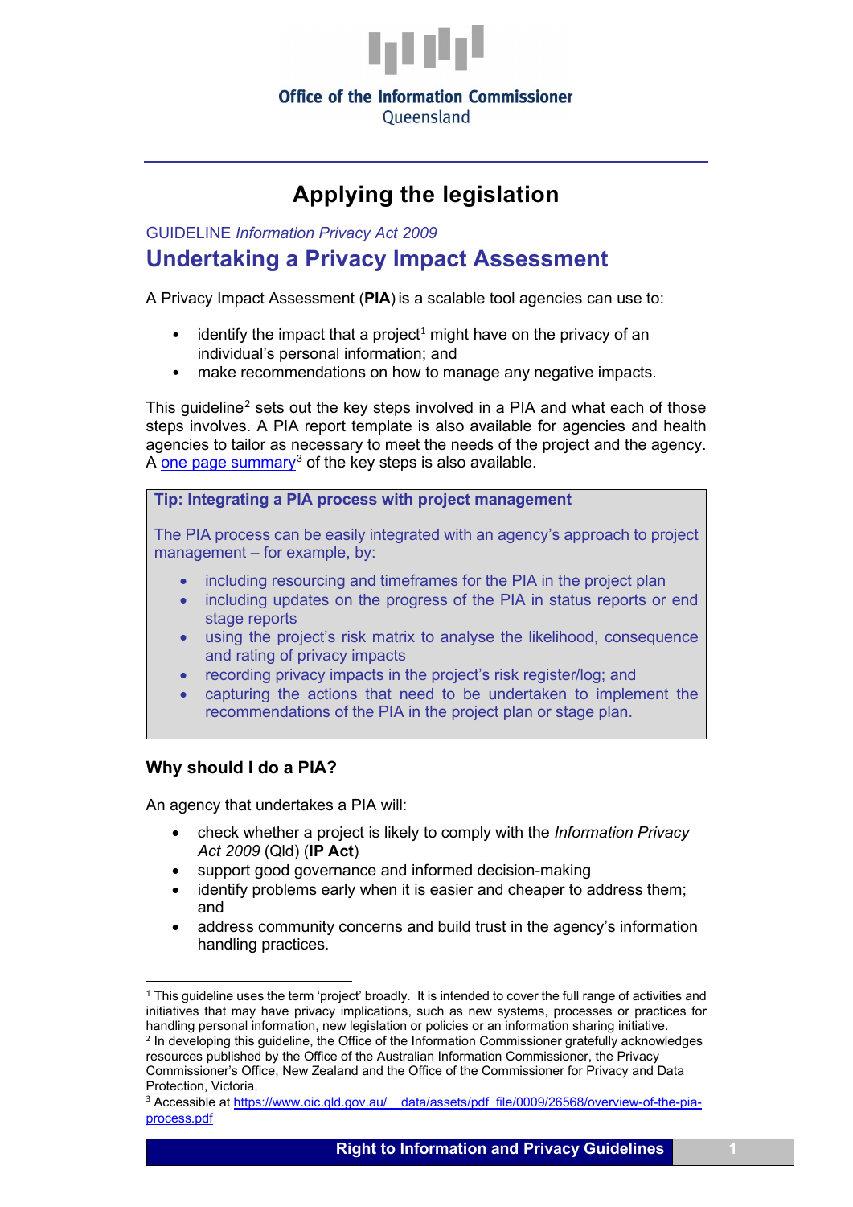Office of the Information Commissioner
Queensland

# Applying the legislation

GUIDELINE *Information Privacy Act 2009*

## Undertaking a Privacy Impact Assessment

A Privacy Impact Assessment (**PIA**) is a scalable tool agencies can use to:

- identify the impact that a project[1] might have on the privacy of an individual's personal information; and
- make recommendations on how to manage any negative impacts.

This guideline[2] sets out the key steps involved in a PIA and what each of those steps involves. A PIA report template is also available for agencies and health agencies to tailor as necessary to meet the needs of the project and the agency. A one page summary[3] of the key steps is also available.

> **Tip: Integrating a PIA process with project management**
>
> The PIA process can be easily integrated with an agency's approach to project management – for example, by:
>
> - including resourcing and timeframes for the PIA in the project plan
> - including updates on the progress of the PIA in status reports or end stage reports
> - using the project's risk matrix to analyse the likelihood, consequence and rating of privacy impacts
> - recording privacy impacts in the project's risk register/log; and
> - capturing the actions that need to be undertaken to implement the recommendations of the PIA in the project plan or stage plan.

### Why should I do a PIA?

An agency that undertakes a PIA will:

- check whether a project is likely to comply with the *Information Privacy Act 2009* (Qld) (**IP Act**)
- support good governance and informed decision-making
- identify problems early when it is easier and cheaper to address them; and
- address community concerns and build trust in the agency's information handling practices.

---

[1] This guideline uses the term 'project' broadly. It is intended to cover the full range of activities and initiatives that may have privacy implications, such as new systems, processes or practices for handling personal information, new legislation or policies or an information sharing initiative.

[2] In developing this guideline, the Office of the Information Commissioner gratefully acknowledges resources published by the Office of the Australian Information Commissioner, the Privacy Commissioner's Office, New Zealand and the Office of the Commissioner for Privacy and Data Protection, Victoria.

[3] Accessible at https://www.oic.qld.gov.au/__data/assets/pdf_file/0009/26568/overview-of-the-pia-process.pdf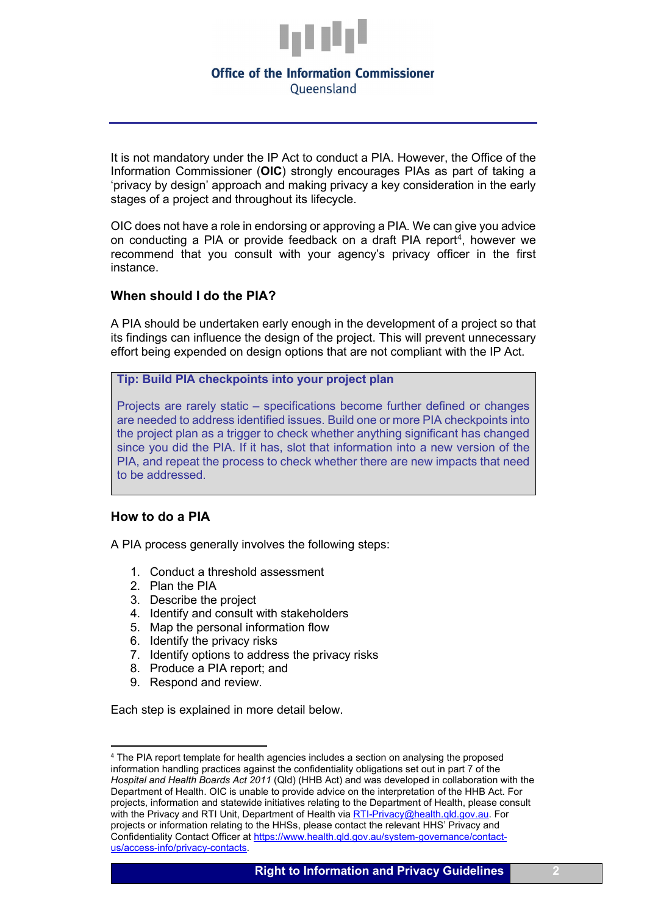It is not mandatory under the IP Act to conduct a PIA. However, the Office of the Information Commissioner (**OIC**) strongly encourages PIAs as part of taking a 'privacy by design' approach and making privacy a key consideration in the early stages of a project and throughout its lifecycle.

OIC does not have a role in endorsing or approving a PIA. We can give you advice on conducting a PIA or provide feedback on a draft PIA report[4], however we recommend that you consult with your agency's privacy officer in the first instance.

### When should I do the PIA?

A PIA should be undertaken early enough in the development of a project so that its findings can influence the design of the project. This will prevent unnecessary effort being expended on design options that are not compliant with the IP Act.

> **Tip: Build PIA checkpoints into your project plan**
>
> Projects are rarely static – specifications become further defined or changes are needed to address identified issues. Build one or more PIA checkpoints into the project plan as a trigger to check whether anything significant has changed since you did the PIA. If it has, slot that information into a new version of the PIA, and repeat the process to check whether there are new impacts that need to be addressed.

### How to do a PIA

A PIA process generally involves the following steps:

1. Conduct a threshold assessment
2. Plan the PIA
3. Describe the project
4. Identify and consult with stakeholders
5. Map the personal information flow
6. Identify the privacy risks
7. Identify options to address the privacy risks
8. Produce a PIA report; and
9. Respond and review.

Each step is explained in more detail below.

---

[4] The PIA report template for health agencies includes a section on analysing the proposed information handling practices against the confidentiality obligations set out in part 7 of the *Hospital and Health Boards Act 2011* (Qld) (HHB Act) and was developed in collaboration with the Department of Health. OIC is unable to provide advice on the interpretation of the HHB Act. For projects, information and statewide initiatives relating to the Department of Health, please consult with the Privacy and RTI Unit, Department of Health via RTI-Privacy@health.qld.gov.au. For projects or information relating to the HHSs, please contact the relevant HHS' Privacy and Confidentiality Contact Officer at https://www.health.qld.gov.au/system-governance/contact-us/access-info/privacy-contacts.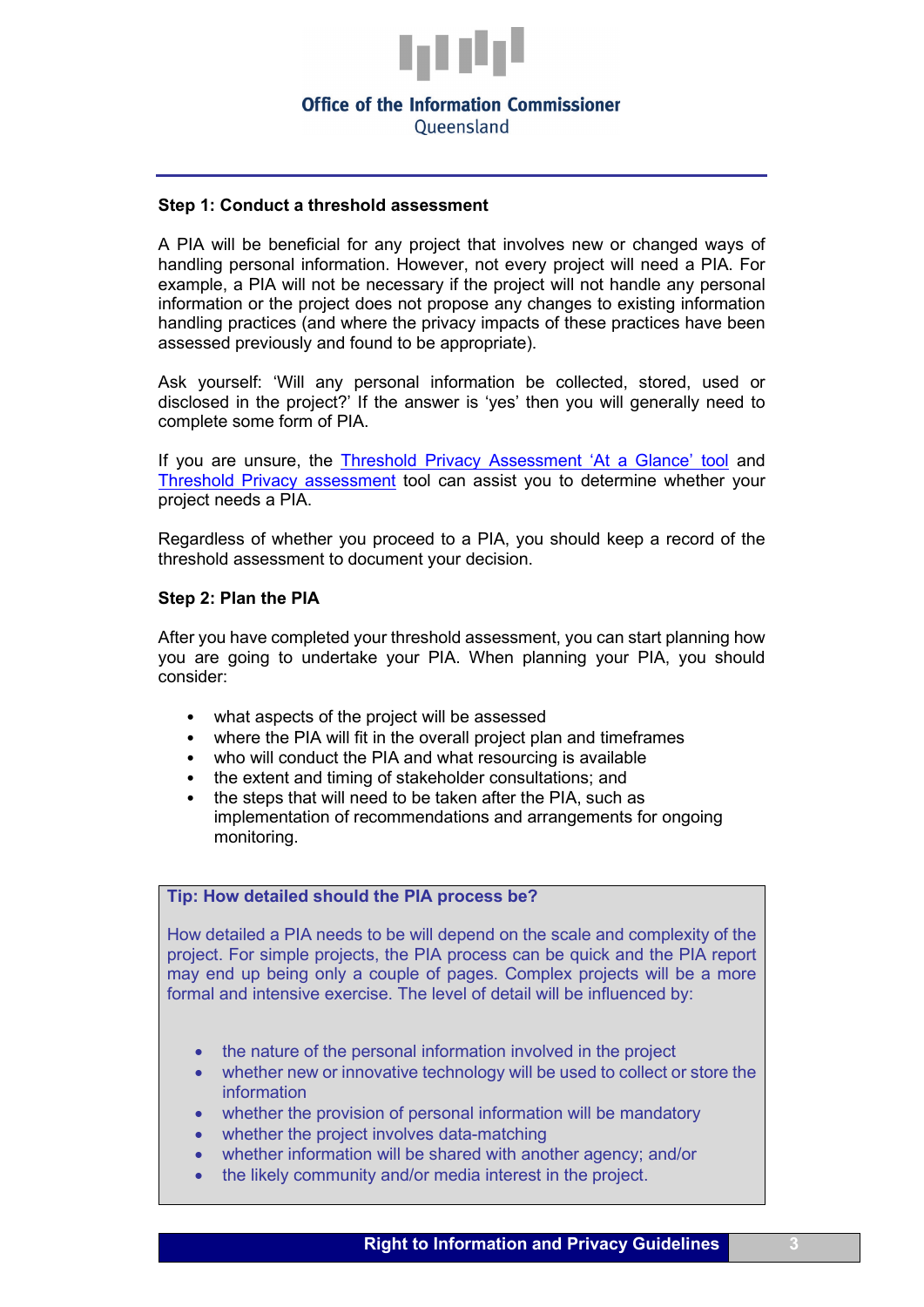### Step 1: Conduct a threshold assessment

A PIA will be beneficial for any project that involves new or changed ways of handling personal information. However, not every project will need a PIA. For example, a PIA will not be necessary if the project will not handle any personal information or the project does not propose any changes to existing information handling practices (and where the privacy impacts of these practices have been assessed previously and found to be appropriate).

Ask yourself: 'Will any personal information be collected, stored, used or disclosed in the project?' If the answer is 'yes' then you will generally need to complete some form of PIA.

If you are unsure, the Threshold Privacy Assessment 'At a Glance' tool and Threshold Privacy assessment tool can assist you to determine whether your project needs a PIA.

Regardless of whether you proceed to a PIA, you should keep a record of the threshold assessment to document your decision.

### Step 2: Plan the PIA

After you have completed your threshold assessment, you can start planning how you are going to undertake your PIA. When planning your PIA, you should consider:

- what aspects of the project will be assessed
- where the PIA will fit in the overall project plan and timeframes
- who will conduct the PIA and what resourcing is available
- the extent and timing of stakeholder consultations; and
- the steps that will need to be taken after the PIA, such as implementation of recommendations and arrangements for ongoing monitoring.

**Tip: How detailed should the PIA process be?**

How detailed a PIA needs to be will depend on the scale and complexity of the project. For simple projects, the PIA process can be quick and the PIA report may end up being only a couple of pages. Complex projects will be a more formal and intensive exercise. The level of detail will be influenced by:

- the nature of the personal information involved in the project
- whether new or innovative technology will be used to collect or store the information
- whether the provision of personal information will be mandatory
- whether the project involves data-matching
- whether information will be shared with another agency; and/or
- the likely community and/or media interest in the project.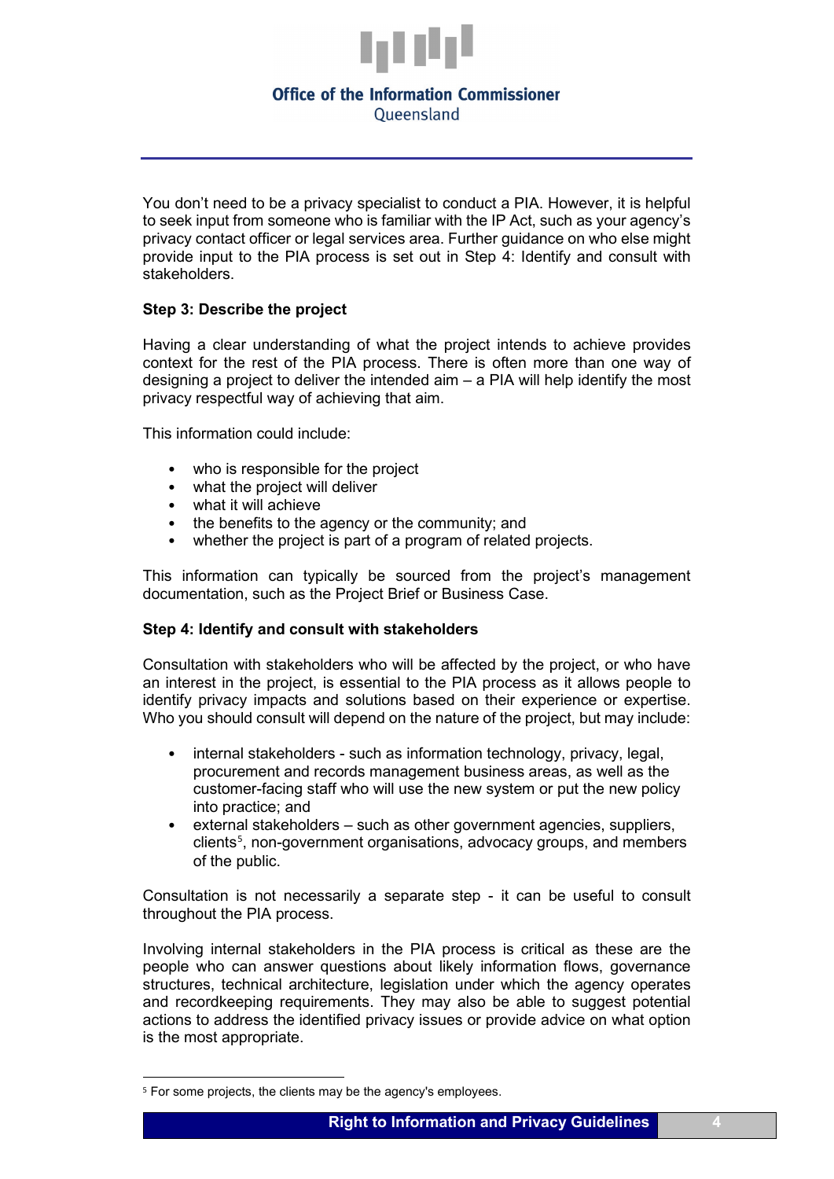You don't need to be a privacy specialist to conduct a PIA. However, it is helpful to seek input from someone who is familiar with the IP Act, such as your agency's privacy contact officer or legal services area. Further guidance on who else might provide input to the PIA process is set out in Step 4: Identify and consult with stakeholders.

**Step 3: Describe the project**

Having a clear understanding of what the project intends to achieve provides context for the rest of the PIA process. There is often more than one way of designing a project to deliver the intended aim – a PIA will help identify the most privacy respectful way of achieving that aim.

This information could include:

- who is responsible for the project
- what the project will deliver
- what it will achieve
- the benefits to the agency or the community; and
- whether the project is part of a program of related projects.

This information can typically be sourced from the project's management documentation, such as the Project Brief or Business Case.

**Step 4: Identify and consult with stakeholders**

Consultation with stakeholders who will be affected by the project, or who have an interest in the project, is essential to the PIA process as it allows people to identify privacy impacts and solutions based on their experience or expertise. Who you should consult will depend on the nature of the project, but may include:

- internal stakeholders - such as information technology, privacy, legal, procurement and records management business areas, as well as the customer-facing staff who will use the new system or put the new policy into practice; and
- external stakeholders – such as other government agencies, suppliers, clients[5], non-government organisations, advocacy groups, and members of the public.

Consultation is not necessarily a separate step - it can be useful to consult throughout the PIA process.

Involving internal stakeholders in the PIA process is critical as these are the people who can answer questions about likely information flows, governance structures, technical architecture, legislation under which the agency operates and recordkeeping requirements. They may also be able to suggest potential actions to address the identified privacy issues or provide advice on what option is the most appropriate.

[5] For some projects, the clients may be the agency's employees.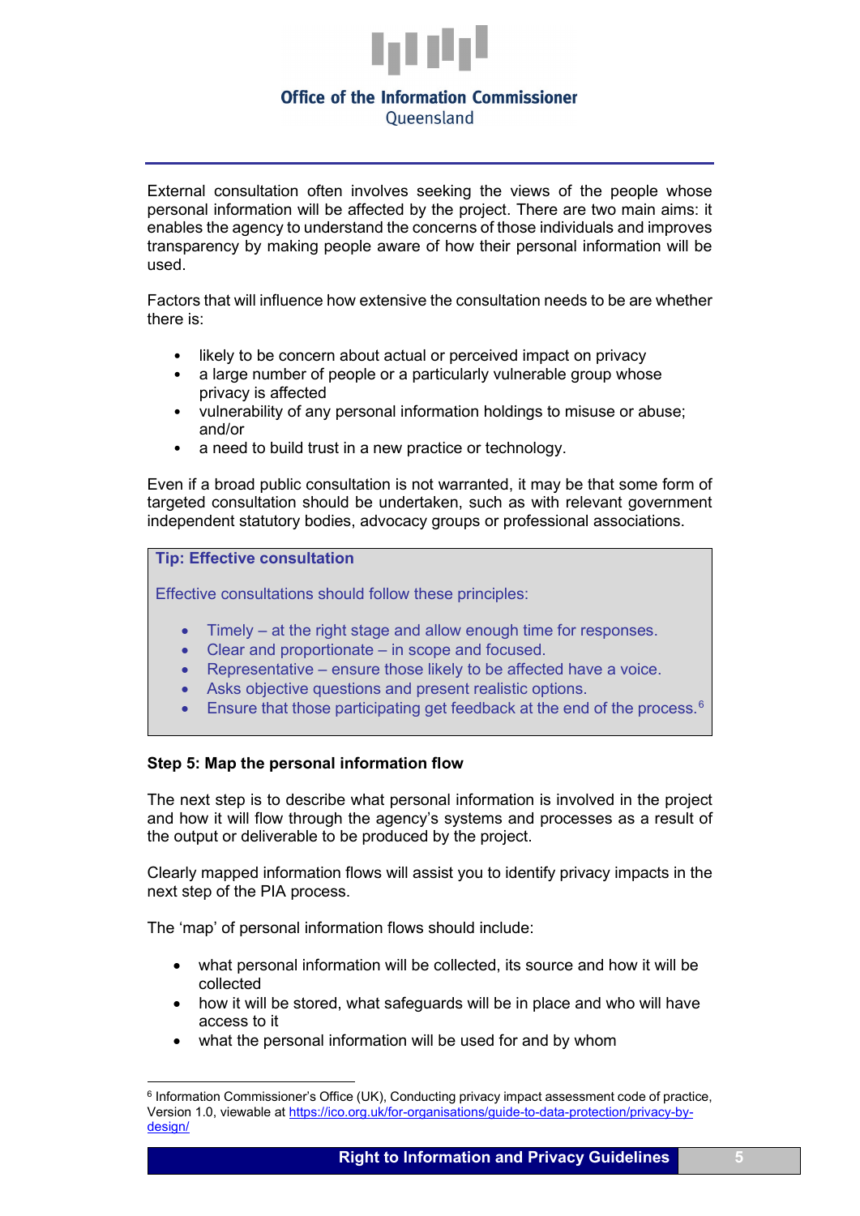External consultation often involves seeking the views of the people whose personal information will be affected by the project. There are two main aims: it enables the agency to understand the concerns of those individuals and improves transparency by making people aware of how their personal information will be used.

Factors that will influence how extensive the consultation needs to be are whether there is:

- likely to be concern about actual or perceived impact on privacy
- a large number of people or a particularly vulnerable group whose privacy is affected
- vulnerability of any personal information holdings to misuse or abuse; and/or
- a need to build trust in a new practice or technology.

Even if a broad public consultation is not warranted, it may be that some form of targeted consultation should be undertaken, such as with relevant government independent statutory bodies, advocacy groups or professional associations.

> **Tip: Effective consultation**
>
> Effective consultations should follow these principles:
>
> - Timely – at the right stage and allow enough time for responses.
> - Clear and proportionate – in scope and focused.
> - Representative – ensure those likely to be affected have a voice.
> - Asks objective questions and present realistic options.
> - Ensure that those participating get feedback at the end of the process.[6]

**Step 5: Map the personal information flow**

The next step is to describe what personal information is involved in the project and how it will flow through the agency's systems and processes as a result of the output or deliverable to be produced by the project.

Clearly mapped information flows will assist you to identify privacy impacts in the next step of the PIA process.

The 'map' of personal information flows should include:

- what personal information will be collected, its source and how it will be collected
- how it will be stored, what safeguards will be in place and who will have access to it
- what the personal information will be used for and by whom

[6] Information Commissioner's Office (UK), Conducting privacy impact assessment code of practice, Version 1.0, viewable at https://ico.org.uk/for-organisations/guide-to-data-protection/privacy-by-design/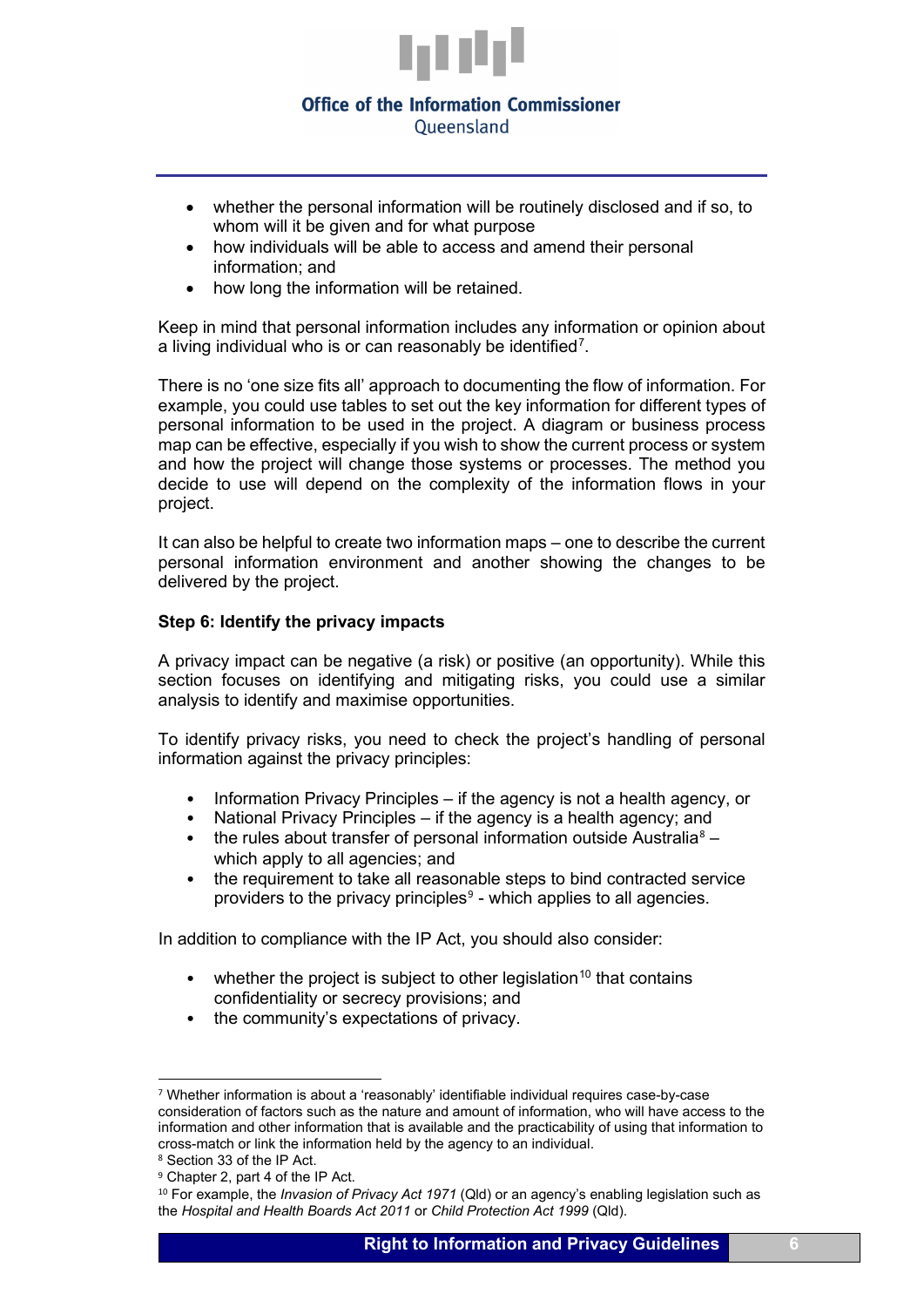- whether the personal information will be routinely disclosed and if so, to whom will it be given and for what purpose
- how individuals will be able to access and amend their personal information; and
- how long the information will be retained.

Keep in mind that personal information includes any information or opinion about a living individual who is or can reasonably be identified[7].

There is no 'one size fits all' approach to documenting the flow of information. For example, you could use tables to set out the key information for different types of personal information to be used in the project. A diagram or business process map can be effective, especially if you wish to show the current process or system and how the project will change those systems or processes. The method you decide to use will depend on the complexity of the information flows in your project.

It can also be helpful to create two information maps – one to describe the current personal information environment and another showing the changes to be delivered by the project.

**Step 6: Identify the privacy impacts**

A privacy impact can be negative (a risk) or positive (an opportunity). While this section focuses on identifying and mitigating risks, you could use a similar analysis to identify and maximise opportunities.

To identify privacy risks, you need to check the project's handling of personal information against the privacy principles:

- Information Privacy Principles – if the agency is not a health agency, or
- National Privacy Principles – if the agency is a health agency; and
- the rules about transfer of personal information outside Australia[8] – which apply to all agencies; and
- the requirement to take all reasonable steps to bind contracted service providers to the privacy principles[9] - which applies to all agencies.

In addition to compliance with the IP Act, you should also consider:

- whether the project is subject to other legislation[10] that contains confidentiality or secrecy provisions; and
- the community's expectations of privacy.

---

[7] Whether information is about a 'reasonably' identifiable individual requires case-by-case consideration of factors such as the nature and amount of information, who will have access to the information and other information that is available and the practicability of using that information to cross-match or link the information held by the agency to an individual.

[8] Section 33 of the IP Act.

[9] Chapter 2, part 4 of the IP Act.

[10] For example, the *Invasion of Privacy Act 1971* (Qld) or an agency's enabling legislation such as the *Hospital and Health Boards Act 2011* or *Child Protection Act 1999* (Qld).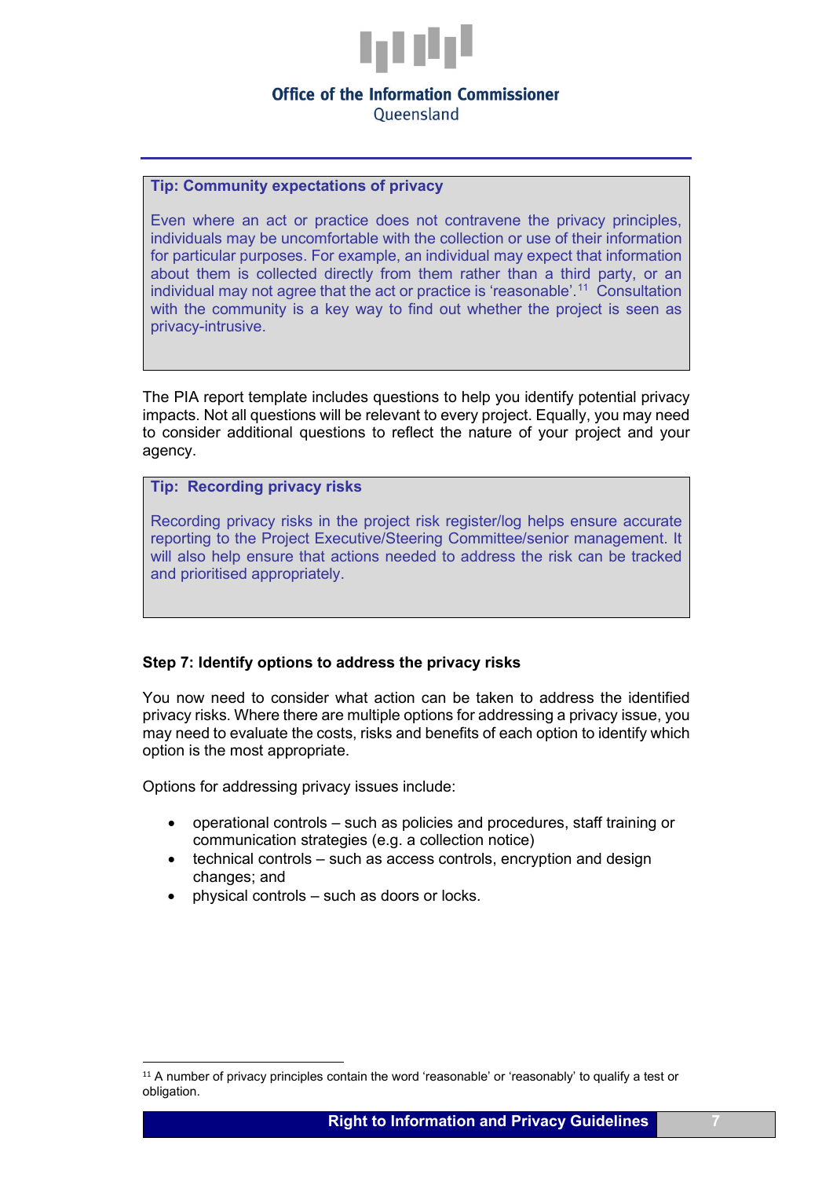**Tip: Community expectations of privacy**

Even where an act or practice does not contravene the privacy principles, individuals may be uncomfortable with the collection or use of their information for particular purposes. For example, an individual may expect that information about them is collected directly from them rather than a third party, or an individual may not agree that the act or practice is 'reasonable'.[11] Consultation with the community is a key way to find out whether the project is seen as privacy-intrusive.

The PIA report template includes questions to help you identify potential privacy impacts. Not all questions will be relevant to every project. Equally, you may need to consider additional questions to reflect the nature of your project and your agency.

**Tip: Recording privacy risks**

Recording privacy risks in the project risk register/log helps ensure accurate reporting to the Project Executive/Steering Committee/senior management. It will also help ensure that actions needed to address the risk can be tracked and prioritised appropriately.

### Step 7: Identify options to address the privacy risks

You now need to consider what action can be taken to address the identified privacy risks. Where there are multiple options for addressing a privacy issue, you may need to evaluate the costs, risks and benefits of each option to identify which option is the most appropriate.

Options for addressing privacy issues include:

- operational controls – such as policies and procedures, staff training or communication strategies (e.g. a collection notice)
- technical controls – such as access controls, encryption and design changes; and
- physical controls – such as doors or locks.

[11] A number of privacy principles contain the word 'reasonable' or 'reasonably' to qualify a test or obligation.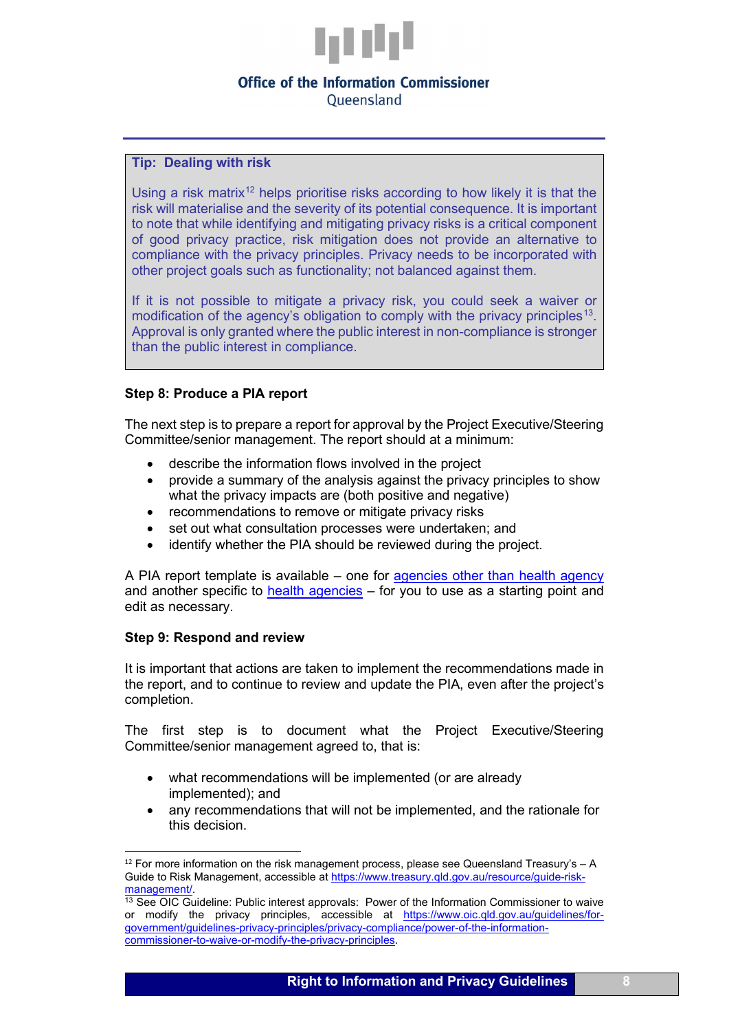**Tip: Dealing with risk**

Using a risk matrix[12] helps prioritise risks according to how likely it is that the risk will materialise and the severity of its potential consequence. It is important to note that while identifying and mitigating privacy risks is a critical component of good privacy practice, risk mitigation does not provide an alternative to compliance with the privacy principles. Privacy needs to be incorporated with other project goals such as functionality; not balanced against them.

If it is not possible to mitigate a privacy risk, you could seek a waiver or modification of the agency's obligation to comply with the privacy principles[13]. Approval is only granted where the public interest in non-compliance is stronger than the public interest in compliance.

### Step 8: Produce a PIA report

The next step is to prepare a report for approval by the Project Executive/Steering Committee/senior management. The report should at a minimum:

- describe the information flows involved in the project
- provide a summary of the analysis against the privacy principles to show what the privacy impacts are (both positive and negative)
- recommendations to remove or mitigate privacy risks
- set out what consultation processes were undertaken; and
- identify whether the PIA should be reviewed during the project.

A PIA report template is available – one for [agencies other than health agency]() and another specific to [health agencies]() – for you to use as a starting point and edit as necessary.

### Step 9: Respond and review

It is important that actions are taken to implement the recommendations made in the report, and to continue to review and update the PIA, even after the project's completion.

The first step is to document what the Project Executive/Steering Committee/senior management agreed to, that is:

- what recommendations will be implemented (or are already implemented); and
- any recommendations that will not be implemented, and the rationale for this decision.

---

[12] For more information on the risk management process, please see Queensland Treasury's – A Guide to Risk Management, accessible at https://www.treasury.qld.gov.au/resource/guide-risk-management/.

[13] See OIC Guideline: Public interest approvals: Power of the Information Commissioner to waive or modify the privacy principles, accessible at https://www.oic.qld.gov.au/guidelines/for-government/guidelines-privacy-principles/privacy-compliance/power-of-the-information-commissioner-to-waive-or-modify-the-privacy-principles.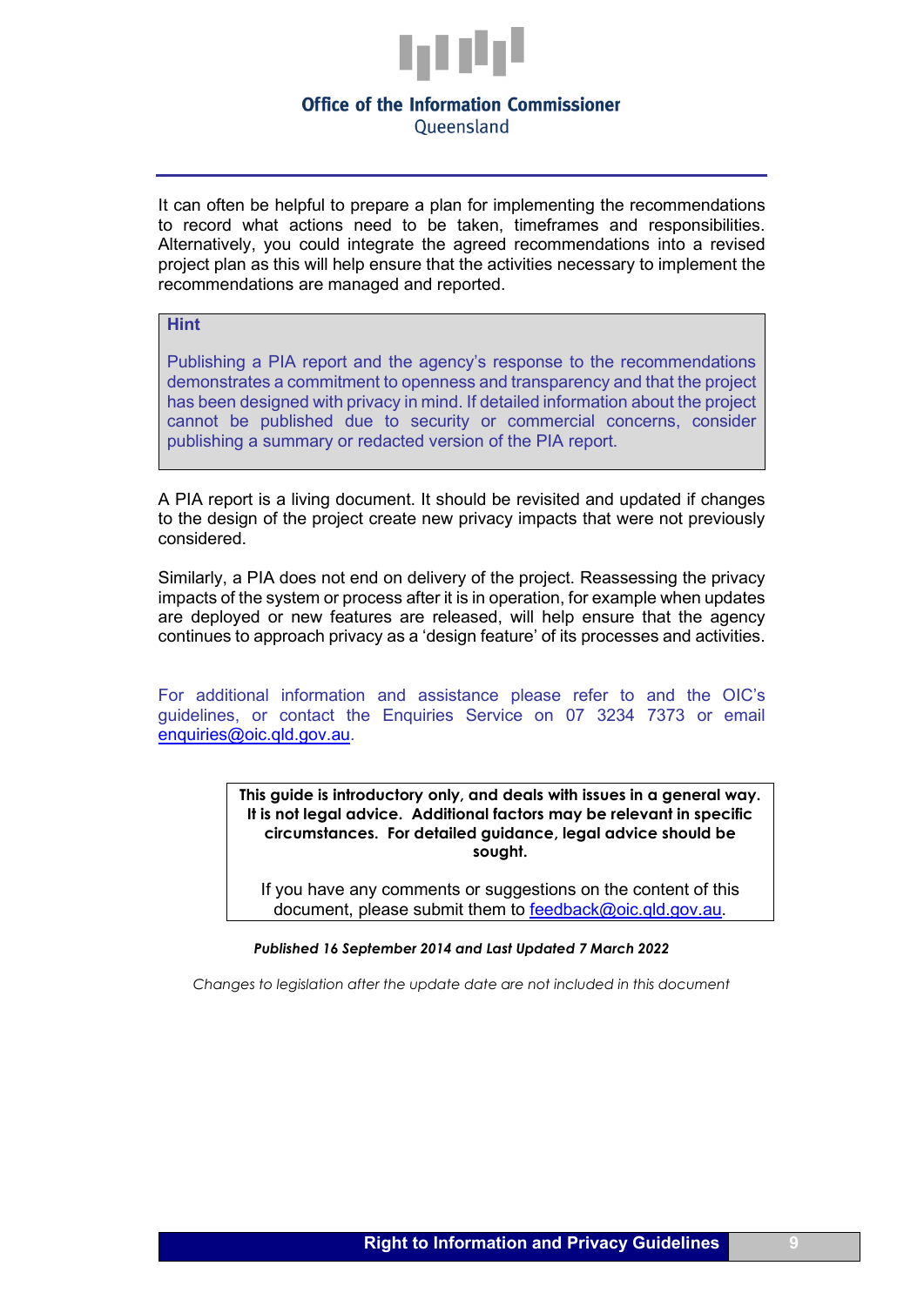It can often be helpful to prepare a plan for implementing the recommendations to record what actions need to be taken, timeframes and responsibilities. Alternatively, you could integrate the agreed recommendations into a revised project plan as this will help ensure that the activities necessary to implement the recommendations are managed and reported.

> **Hint**
>
> Publishing a PIA report and the agency's response to the recommendations demonstrates a commitment to openness and transparency and that the project has been designed with privacy in mind. If detailed information about the project cannot be published due to security or commercial concerns, consider publishing a summary or redacted version of the PIA report.

A PIA report is a living document. It should be revisited and updated if changes to the design of the project create new privacy impacts that were not previously considered.

Similarly, a PIA does not end on delivery of the project. Reassessing the privacy impacts of the system or process after it is in operation, for example when updates are deployed or new features are released, will help ensure that the agency continues to approach privacy as a 'design feature' of its processes and activities.

For additional information and assistance please refer to and the OIC's guidelines, or contact the Enquiries Service on 07 3234 7373 or email enquiries@oic.qld.gov.au.

> **This guide is introductory only, and deals with issues in a general way. It is not legal advice. Additional factors may be relevant in specific circumstances. For detailed guidance, legal advice should be sought.**
>
> If you have any comments or suggestions on the content of this document, please submit them to feedback@oic.qld.gov.au.

***Published 16 September 2014 and Last Updated 7 March 2022***

*Changes to legislation after the update date are not included in this document*